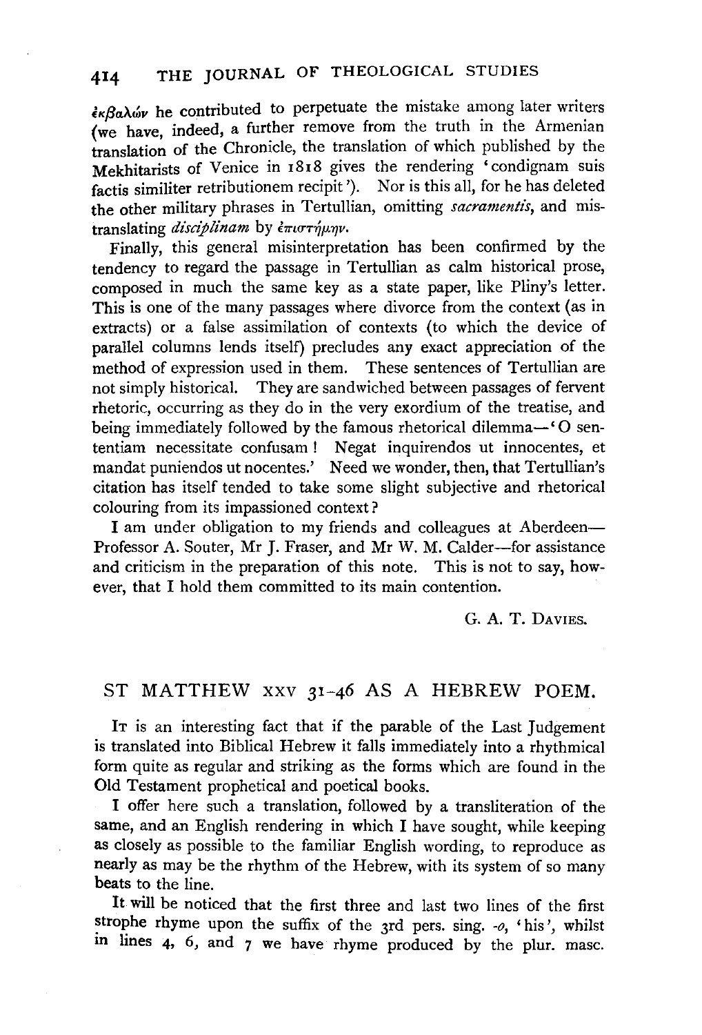ἐκβαλών he contributed to perpetuate the mistake among later writers (we have, indeed, a further remove from the truth in the Armenian translation of the Chronicle, the translation of which published by the Mekhitarists of Venice in 1818 gives the rendering 'condignam suis factis similiter retributionem recipit'). Nor is this all, for he has deleted the other military phrases in Tertullian, omitting *sacramentis*, and mistranslating *disciplinam* by ἐπιστήμην.

Finally, this general misinterpretation has been confirmed by the tendency to regard the passage in Tertullian as calm historical prose, composed in much the same key as a state paper, like Pliny's letter. This is one of the many passages where divorce from the context (as in extracts) or a false assimilation of contexts (to which the device of parallel columns lends itself) precludes any exact appreciation of the method of expression used in them. These sentences of Tertullian are not simply historical. They are sandwiched between passages of fervent rhetoric, occurring as they do in the very exordium of the treatise, and being immediately followed by the famous rhetorical dilemma—'O sententiam necessitate confusam! Negat inquirendos ut innocentes, et mandat puniendos ut nocentes.' Need we wonder, then, that Tertullian's citation has itself tended to take some slight subjective and rhetorical colouring from its impassioned context?

I am under obligation to my friends and colleagues at Aberdeen—Professor A. Souter, Mr J. Fraser, and Mr W. M. Calder—for assistance and criticism in the preparation of this note. This is not to say, however, that I hold them committed to its main contention.

G. A. T. Davies.

## ST MATTHEW XXV 31-46 AS A HEBREW POEM.

It is an interesting fact that if the parable of the Last Judgement is translated into Biblical Hebrew it falls immediately into a rhythmical form quite as regular and striking as the forms which are found in the Old Testament prophetical and poetical books.

I offer here such a translation, followed by a transliteration of the same, and an English rendering in which I have sought, while keeping as closely as possible to the familiar English wording, to reproduce as nearly as may be the rhythm of the Hebrew, with its system of so many beats to the line.

It will be noticed that the first three and last two lines of the first strophe rhyme upon the suffix of the 3rd pers. sing. *-o*, 'his', whilst in lines 4, 6, and 7 we have rhyme produced by the plur. masc.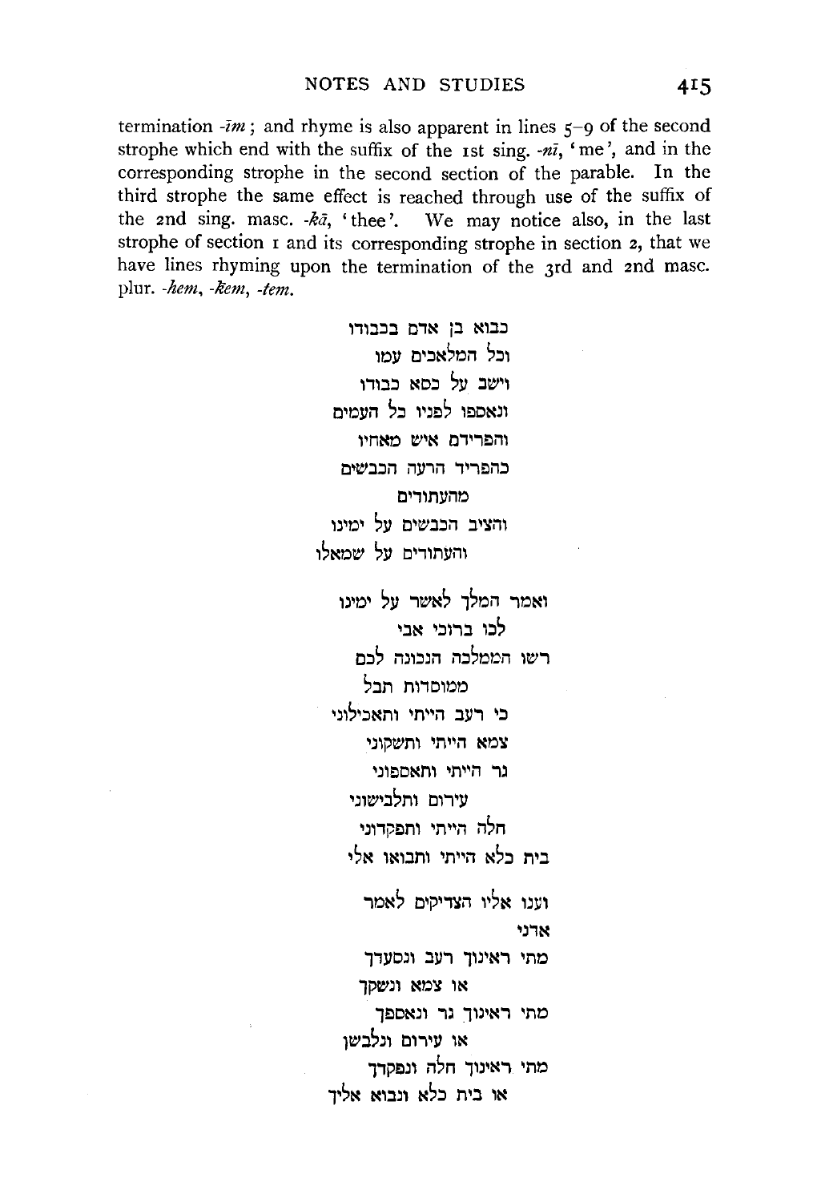termination *-īm*; and rhyme is also apparent in lines 5–9 of the second strophe which end with the suffix of the 1st sing. *-nī*, 'me', and in the corresponding strophe in the second section of the parable. In the third strophe the same effect is reached through use of the suffix of the 2nd sing. masc. *-kā*, 'thee'. We may notice also, in the last strophe of section 1 and its corresponding strophe in section 2, that we have lines rhyming upon the termination of the 3rd and 2nd masc. plur. *-hem*, *-kem*, *-tem*.

כבוא בן אדם בכבודו
וכל המלאכים עמו
וישב על כסא כבודו
ונאספו לפניו כל העמים
והפרידם איש מאחיו
כהפריד הרעה הכבשים
מהעתודים
והציב הכבשים על ימינו
והעתודים על שמאלו

ואמר המלך לאשר על ימינו
לכו ברוכי אבי
רשו הממלכה הנכונה לכם
ממוסדות תבל
כי רעב הייתי ותאכילוני
צמא הייתי ותשקוני
גר הייתי ותאספוני
עירום ותלבישוני
חלה הייתי ותפקדוני
בית כלא הייתי ותבואו אלי

וענו אליו הצדיקים לאמר
אדני
מתי ראינוך רעב ונסעדך
או צמא ונשקך
מתי ראינוך גר ונאספך
או עירום ונלבשן
מתי ראינוך חלה ונפקדך
או בית כלא ונבוא אליך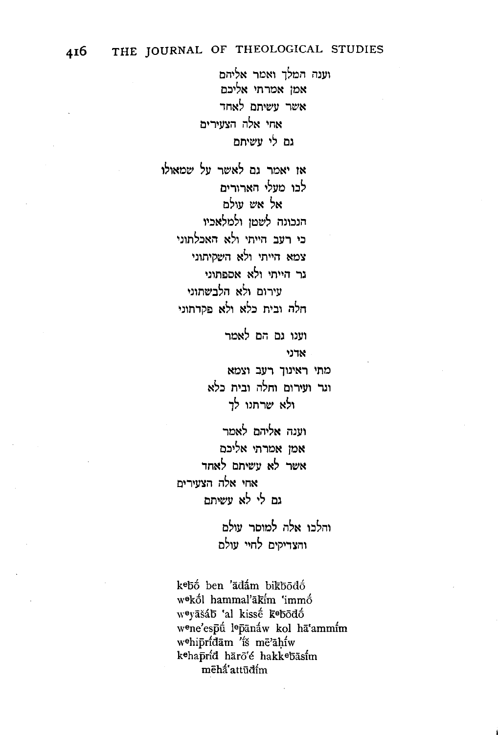וענה המלך ואמר אליהם
אמן אמרתי אליכם
אשר עשיתם לאחד
אחי אלה הצעירים
גם לי עשיתם

אז יאמר גם לאשר על שמאולו
לכו מעלי הארורים
אל אש עולם
הנכונה לשטן ולמלאכיו
כי רעב הייתי ולא האכלתוני
צמא הייתי ולא השקיתוני
גר הייתי ולא אספתוני
עירום ולא הלבשתוני
חלה ובית כלא ולא פקדתוני

וענו גם הם לאמר
אדני
מתי ראינוך רעב וצמא
וגר ועירום וחלה ובית כלא
ולא שרתנו לך

וענה אליהם לאמר
אמן אמרתי אליכם
אשר לא עשיתם לאחד
אחי אלה הצעירים
גם לי לא עשיתם

והלכו אלה למוסר עולם
והצדיקים לחיי עולם

kᵉb̄ṓ ben ʼāḏā́m bikb̄ōḏṓ
wᵉkṓl hammalʼāḵī́m ʻimmṓ
wᵉyāšā́b̄ ʻal kissḗ kᵉb̄ōḏṓ
wᵉneʼespū́ lᵉp̄ānā́w kol hāʻammī́m
wᵉhip̄rī́ḏām ʼī́š mēʼāḥī́w
kᵉhap̄rī́ḏ hārōʻḗ hakkᵉb̄āsī́m
mēhā́ʻattūḏī́m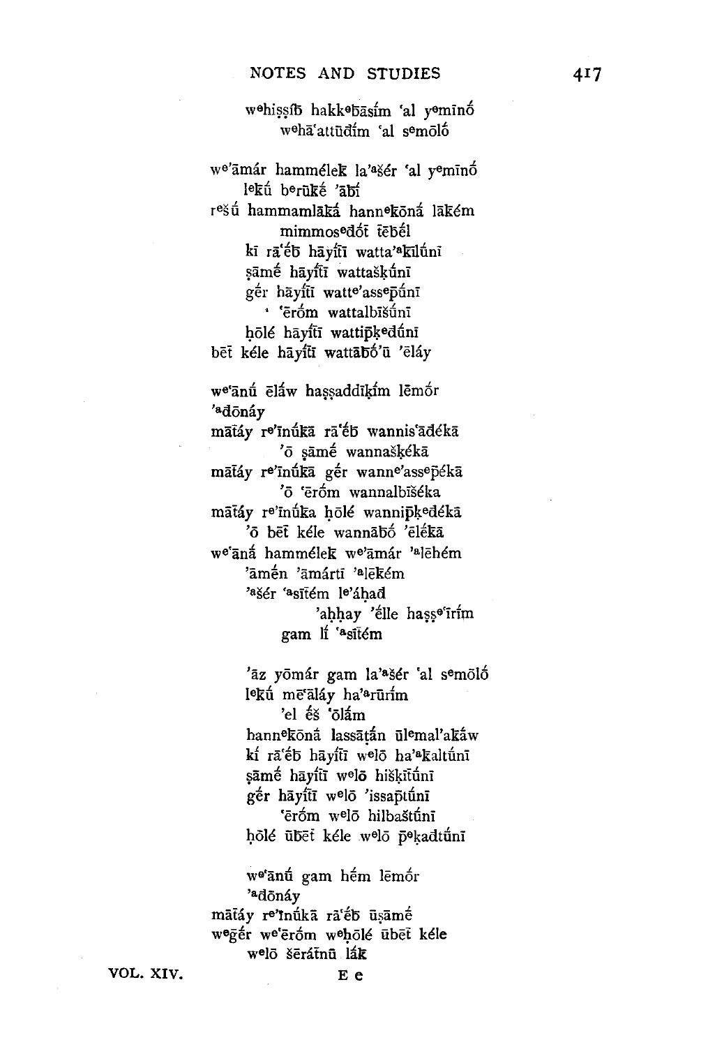wᵉhiṣṣīḇ hakkᵉḇāsím ʿal yᵉmīnṓ
wᵉhāʿattūḏím ʿal sᵉmōlṓ

wᵉʾāmár hammélek̲ laʾᵃšér ʿal yᵉmīnṓ
lᵉk̲ū́ bᵉrūk̲ḗ ʾāḇī́
rᵉšū́ hammamlāk̲ā́ hannᵉk̲ōnā́ lāk̲ém
mimmosᵉḏṓṯ ṯēḇél
kī rāʿḗḇ hāyīṯī watta'ᵃk̲īlū́nī
ṣāmḗ hāyīṯī wattašk̲ū́nī
gḗr hāyīṯī wattᵉʾassᵉp̄ū́nī
ʿērṓm wattalbīšū́nī
ḥōlḗ hāyīṯī wattip̄k̲ᵉḏū́nī
bēṯ kéle hāyīṯī wattāḇṓʾū ʾēláy

wᵉʿānū́ ēlā́w haṣṣaddīk̲ím lēmṓr
ʾᵃḏōnáy
māṯáy rᵉʾīnū́k̲ā rāʿḗḇ wannisʿāḏék̲ā
ʾō ṣāmḗ wannašk̲ék̲ā
māṯáy rᵉʾīnū́k̲ā gḗr wannᵉʾassᵉp̄ék̲ā
ʾō ʿērṓm wannalbīšéka
māṯáy rᵉʾīnū́ka ḥōlḗ wannip̄k̲ᵉḏék̲ā
ʾō bēṯ kéle wannāḇṓ ʾēlék̲ā
wᵉʿānā́ hammélek̲ wᵉʾāmár ʾᵃlēhém
ʾāmḗn ʾāmártī ʾᵃlēk̲ém
ʾᵃšér ʿᵃsīṯém lᵉʾáḥaḏ
ʾaḥḥay ʾélle haṣṣᵉʿīrím
gam lī́ ʿᵃsīṯém

ʾāz yōmár gam laʾᵃšér ʿal sᵉmōlṓ
lᵉk̲ū́ mēʿāláy haʾᵃrūrím
ʾel ḗš ʿōlā́m
hannᵉk̲ōnā́ lassāṭā́n ūlᵉmalʾak̲ā́w
kī́ rāʿḗḇ hāyīṯī wᵉlō haʾᵃk̲altū́nī
ṣāmḗ hāyīṯī wᵉlō hišk̲īṯū́nī
gḗr hāyīṯī wᵉlō ʾissap̄tū́nī
ʿērṓm wᵉlō hilbaštū́nī
ḥōlḗ ūḇēṯ kéle wᵉlō p̄ᵉk̲aḏtū́nī

wᵉʿānū́ gam hḗm lēmṓr
ʾᵃḏōnáy
māṯáy rᵉʾīnū́k̲ā rāʿḗḇ ūṣāmḗ
wᵉgḗr wᵉʿērṓm wᵉḥōlḗ ūḇēṯ kéle
wᵉlō šēráṯnū lā́k̲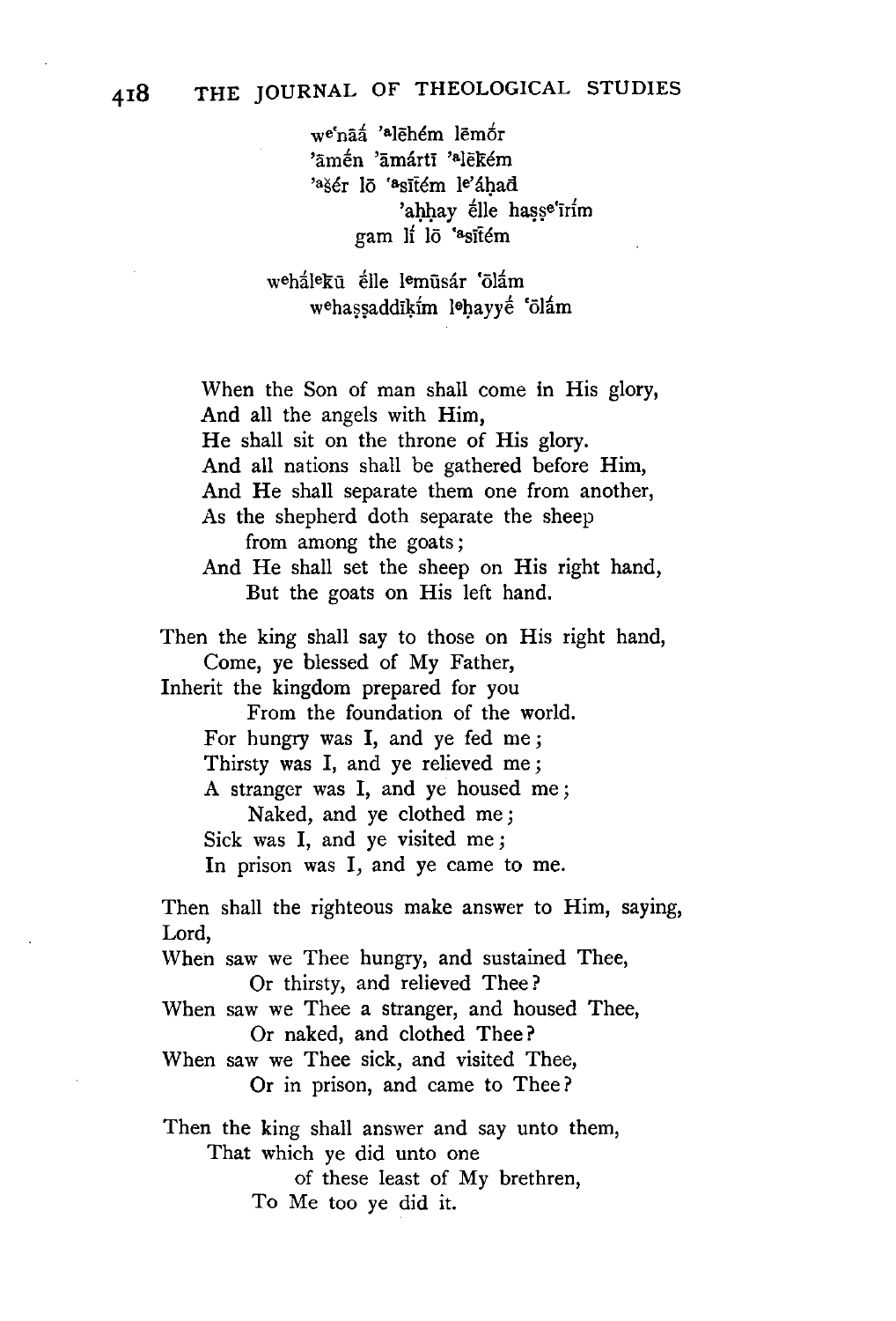weʿnāá ʾalēhém lēmṓr
ʾāmḗn ʾāmártī ʾalēk̄ém
ʾašér lō ʿasītém leʾáḥad
ʾaḥḥay élle haṣṣeʿīrím
gam lí lō ʿasītém

wehálek̄ū élle lemūsár ʿōlám
wehaṣṣaddīk̄ím leḥayyḗ ʿōlám

When the Son of man shall come in His glory,
And all the angels with Him,
He shall sit on the throne of His glory.
And all nations shall be gathered before Him,
And He shall separate them one from another,
As the shepherd doth separate the sheep
from among the goats;
And He shall set the sheep on His right hand,
But the goats on His left hand.

Then the king shall say to those on His right hand,
Come, ye blessed of My Father,
Inherit the kingdom prepared for you
From the foundation of the world.
For hungry was I, and ye fed me;
Thirsty was I, and ye relieved me;
A stranger was I, and ye housed me;
Naked, and ye clothed me;
Sick was I, and ye visited me;
In prison was I, and ye came to me.

Then shall the righteous make answer to Him, saying,
Lord,
When saw we Thee hungry, and sustained Thee,
Or thirsty, and relieved Thee?
When saw we Thee a stranger, and housed Thee,
Or naked, and clothed Thee?
When saw we Thee sick, and visited Thee,
Or in prison, and came to Thee?

Then the king shall answer and say unto them,
That which ye did unto one
of these least of My brethren,
To Me too ye did it.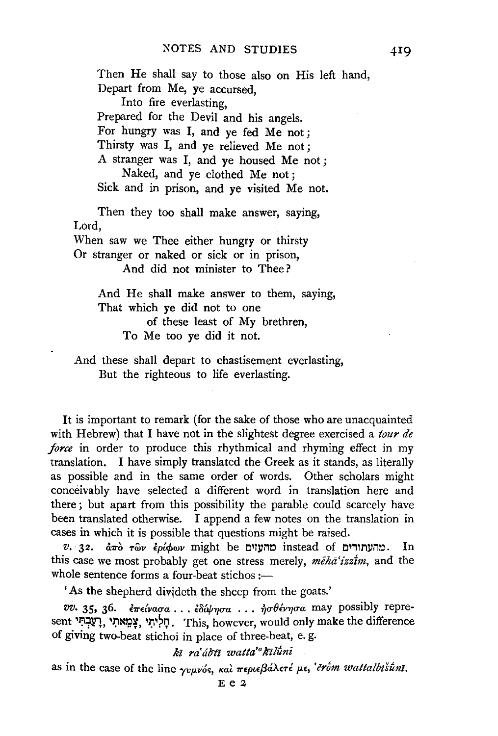Then He shall say to those also on His left hand,  
Depart from Me, ye accursed,  
  Into fire everlasting,  
Prepared for the Devil and his angels.  
For hungry was I, and ye fed Me not;  
Thirsty was I, and ye relieved Me not;  
A stranger was I, and ye housed Me not;  
  Naked, and ye clothed Me not;  
Sick and in prison, and ye visited Me not.

Then they too shall make answer, saying,  
Lord,  
When saw we Thee either hungry or thirsty  
Or stranger or naked or sick or in prison,  
  And did not minister to Thee?

And He shall make answer to them, saying,  
That which ye did not to one  
  of these least of My brethren,  
To Me too ye did it not.

And these shall depart to chastisement everlasting,  
  But the righteous to life everlasting.

It is important to remark (for the sake of those who are unacquainted with Hebrew) that I have not in the slightest degree exercised a *tour de force* in order to produce this rhythmical and rhyming effect in my translation. I have simply translated the Greek as it stands, as literally as possible and in the same order of words. Other scholars might conceivably have selected a different word in translation here and there; but apart from this possibility the parable could scarcely have been translated otherwise. I append a few notes on the translation in cases in which it is possible that questions might be raised.

*v.* 32. ἀπὸ τῶν ἐρίφων might be מהעזים instead of מהעתודים. In this case we most probably get one stress merely, *mēhā'izzîm*, and the whole sentence forms a four-beat stichos:—

'As the shepherd divideth the sheep from the goats.'

*vv.* 35, 36. ἐπείνασα . . . ἐδίψησα . . . ἠσθένησα may possibly represent רָעַבְתִּי, צָמֵאתִי, חָלִיתִי. This, however, would only make the difference of giving two-beat stichoi in place of three-beat, e. g.

*kî ra'ábtî watta'ᵃkîlûnî*

as in the case of the line γυμνός, καὶ περιεβάλετέ με, *'ērôm wattalbîšûnî.*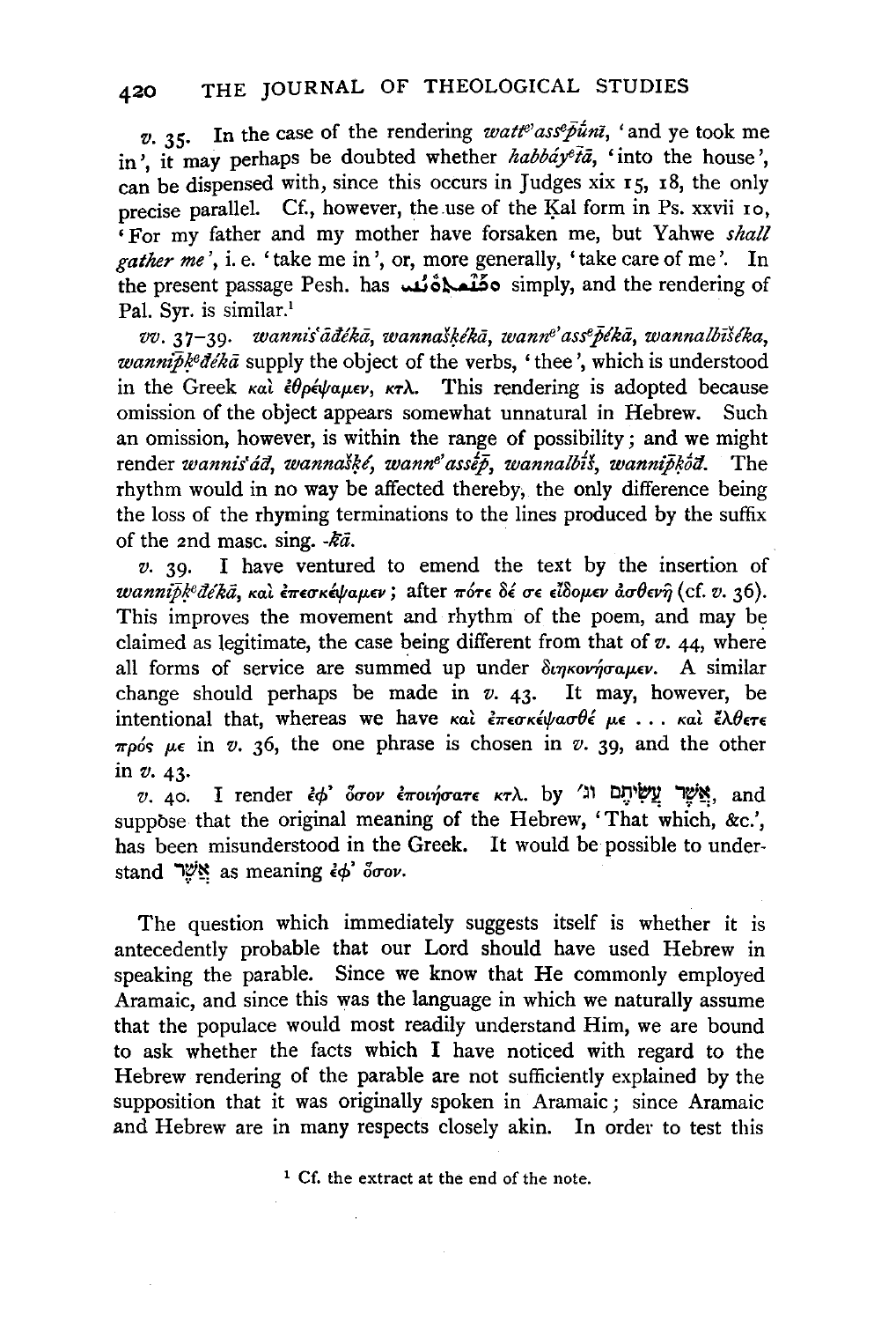*v.* 35. In the case of the rendering *watt<sup>e</sup>'ass<sup>e</sup>p̄ûnî*, 'and ye took me in', it may perhaps be doubted whether *habbáy<sup>e</sup>tā*, 'into the house', can be dispensed with, since this occurs in Judges xix 15, 18, the only precise parallel. Cf., however, the use of the Ḳal form in Ps. xxvii 10, 'For my father and my mother have forsaken me, but Yahwe *shall gather me*', i. e. 'take me in', or, more generally, 'take care of me'. In the present passage Pesh. has ܘܟܢܫܬܘܢܢܝ simply, and the rendering of Pal. Syr. is similar.[1]

*vv.* 37–39. *wannis'ādékā, wannaškékā, wann<sup>e</sup>'ass<sup>e</sup>p̄ékā, wannalbîšékā, wanniph̄k<sup>e</sup>dékā* supply the object of the verbs, 'thee', which is understood in the Greek καὶ ἐθρέψαμεν, κτλ. This rendering is adopted because omission of the object appears somewhat unnatural in Hebrew. Such an omission, however, is within the range of possibility; and we might render *wannis'ād, wannaškê, wann<sup>e</sup>'assēp̄, wannalbîš, wanniph̄ḳōd*. The rhythm would in no way be affected thereby, the only difference being the loss of the rhyming terminations to the lines produced by the suffix of the 2nd masc. sing. *-kā*.

*v.* 39. I have ventured to emend the text by the insertion of *wanniph̄k<sup>e</sup>dékā*, καὶ ἐπεσκέψαμεν; after πότε δέ σε εἴδομεν ἀσθενῆ (cf. *v.* 36). This improves the movement and rhythm of the poem, and may be claimed as legitimate, the case being different from that of *v.* 44, where all forms of service are summed up under διηκονήσαμεν. A similar change should perhaps be made in *v.* 43. It may, however, be intentional that, whereas we have καὶ ἐπεσκέψασθέ με ... καὶ ἤλθετε πρός με in *v.* 36, the one phrase is chosen in *v.* 39, and the other in *v.* 43.

*v.* 40. I render ἐφ' ὅσον ἐποιήσατε κτλ. by אֲשֶׁר עֲשִׂיתֶם וגו׳, and suppose that the original meaning of the Hebrew, 'That which, &c.', has been misunderstood in the Greek. It would be possible to understand אֲשֶׁר as meaning ἐφ' ὅσον.

The question which immediately suggests itself is whether it is antecedently probable that our Lord should have used Hebrew in speaking the parable. Since we know that He commonly employed Aramaic, and since this was the language in which we naturally assume that the populace would most readily understand Him, we are bound to ask whether the facts which I have noticed with regard to the Hebrew rendering of the parable are not sufficiently explained by the supposition that it was originally spoken in Aramaic; since Aramaic and Hebrew are in many respects closely akin. In order to test this

[1] Cf. the extract at the end of the note.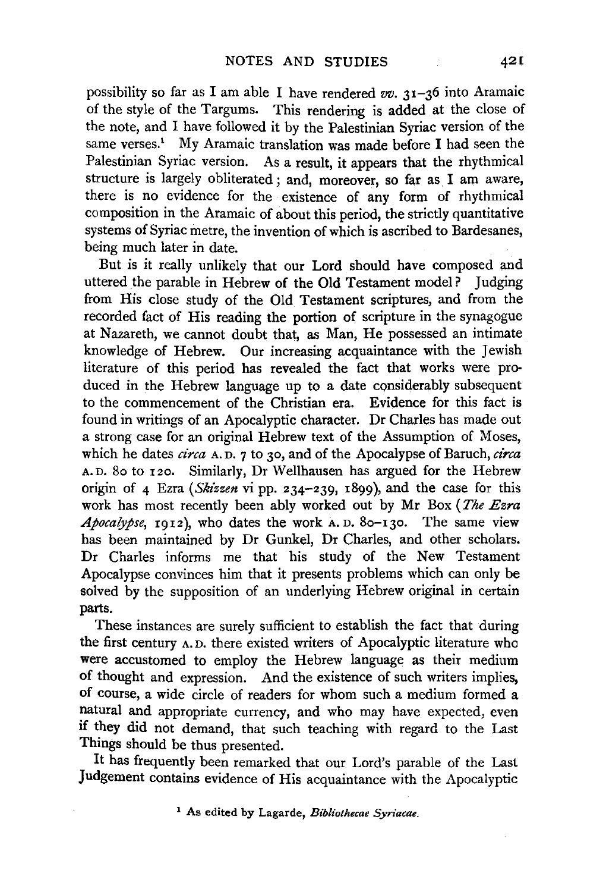possibility so far as I am able I have rendered *vv.* 31–36 into Aramaic of the style of the Targums. This rendering is added at the close of the note, and I have followed it by the Palestinian Syriac version of the same verses.[1] My Aramaic translation was made before I had seen the Palestinian Syriac version. As a result, it appears that the rhythmical structure is largely obliterated; and, moreover, so far as I am aware, there is no evidence for the existence of any form of rhythmical composition in the Aramaic of about this period, the strictly quantitative systems of Syriac metre, the invention of which is ascribed to Bardesanes, being much later in date.

But is it really unlikely that our Lord should have composed and uttered the parable in Hebrew of the Old Testament model? Judging from His close study of the Old Testament scriptures, and from the recorded fact of His reading the portion of scripture in the synagogue at Nazareth, we cannot doubt that, as Man, He possessed an intimate knowledge of Hebrew. Our increasing acquaintance with the Jewish literature of this period has revealed the fact that works were produced in the Hebrew language up to a date considerably subsequent to the commencement of the Christian era. Evidence for this fact is found in writings of an Apocalyptic character. Dr Charles has made out a strong case for an original Hebrew text of the Assumption of Moses, which he dates *circa* A.D. 7 to 30, and of the Apocalypse of Baruch, *circa* A.D. 80 to 120. Similarly, Dr Wellhausen has argued for the Hebrew origin of 4 Ezra (*Skizzen* vi pp. 234–239, 1899), and the case for this work has most recently been ably worked out by Mr Box (*The Ezra Apocalypse*, 1912), who dates the work A.D. 80–130. The same view has been maintained by Dr Gunkel, Dr Charles, and other scholars. Dr Charles informs me that his study of the New Testament Apocalypse convinces him that it presents problems which can only be solved by the supposition of an underlying Hebrew original in certain parts.

These instances are surely sufficient to establish the fact that during the first century A.D. there existed writers of Apocalyptic literature who were accustomed to employ the Hebrew language as their medium of thought and expression. And the existence of such writers implies, of course, a wide circle of readers for whom such a medium formed a natural and appropriate currency, and who may have expected, even if they did not demand, that such teaching with regard to the Last Things should be thus presented.

It has frequently been remarked that our Lord's parable of the Last Judgement contains evidence of His acquaintance with the Apocalyptic

[1] As edited by Lagarde, *Bibliothecae Syriacae*.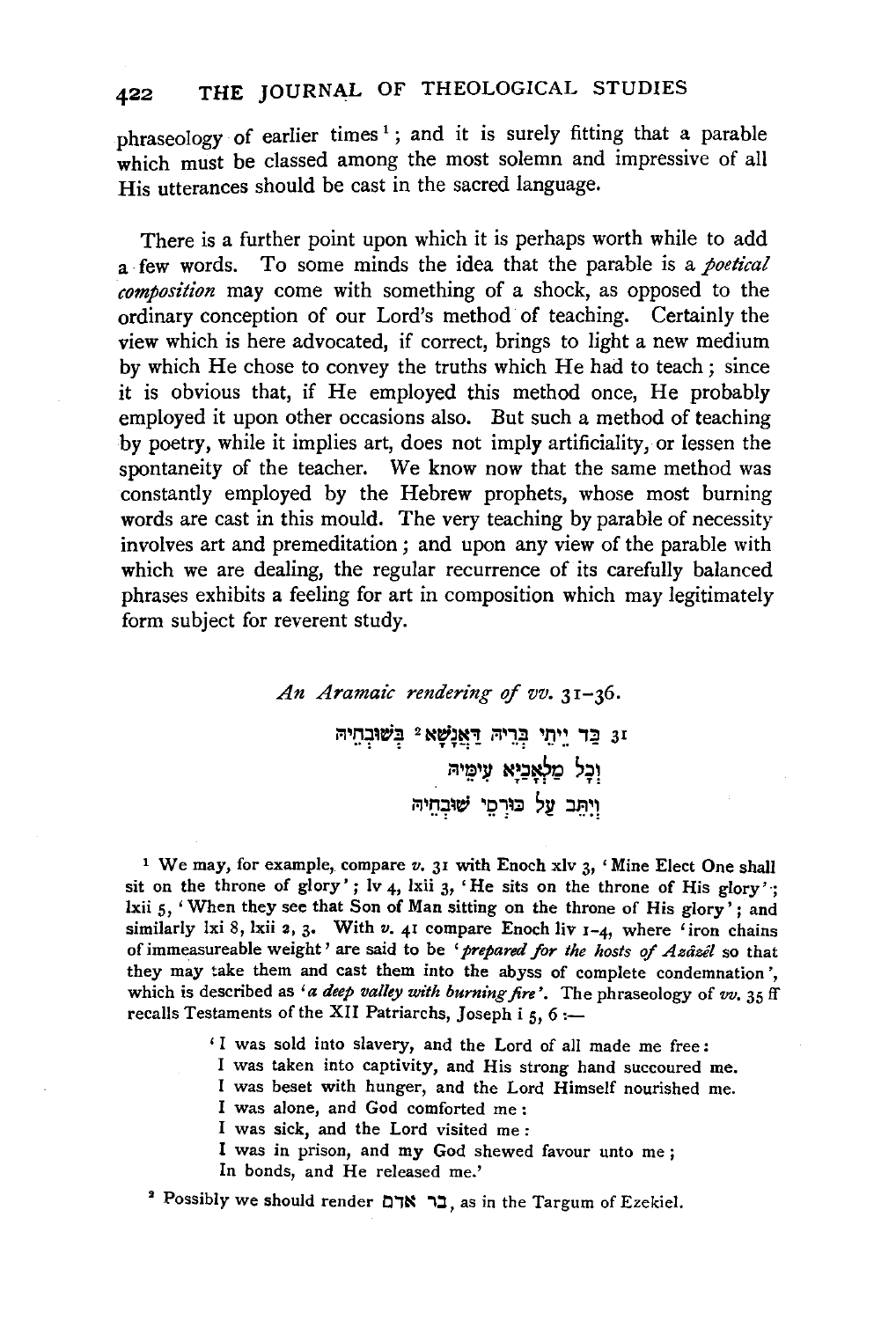phraseology of earlier times [1]; and it is surely fitting that a parable which must be classed among the most solemn and impressive of all His utterances should be cast in the sacred language.

There is a further point upon which it is perhaps worth while to add a few words. To some minds the idea that the parable is a *poetical composition* may come with something of a shock, as opposed to the ordinary conception of our Lord's method of teaching. Certainly the view which is here advocated, if correct, brings to light a new medium by which He chose to convey the truths which He had to teach; since it is obvious that, if He employed this method once, He probably employed it upon other occasions also. But such a method of teaching by poetry, while it implies art, does not imply artificiality, or lessen the spontaneity of the teacher. We know now that the same method was constantly employed by the Hebrew prophets, whose most burning words are cast in this mould. The very teaching by parable of necessity involves art and premeditation; and upon any view of the parable with which we are dealing, the regular recurrence of its carefully balanced phrases exhibits a feeling for art in composition which may legitimately form subject for reverent study.

*An Aramaic rendering of vv.* 31–36.

31 כַּד יֵיתֵי בְּרֵיהּ דַּאֲנָשָׁא [2] בְּשׁוּבְחֵיהּ
וְכָל מַלְאָכַיָּא עִימֵּיהּ
וְיִתֵּב עַל כּוּרְסֵי שׁוּבְחֵיהּ

[1] We may, for example, compare *v.* 31 with Enoch xlv 3, 'Mine Elect One shall sit on the throne of glory'; lv 4, lxii 3, 'He sits on the throne of His glory'; lxii 5, 'When they see that Son of Man sitting on the throne of His glory'; and similarly lxi 8, lxii 2, 3. With *v.* 41 compare Enoch liv 1–4, where 'iron chains of immeasureable weight' are said to be '*prepared for the hosts of Azâzêl* so that they may take them and cast them into the abyss of complete condemnation', which is described as '*a deep valley with burning fire*'. The phraseology of *vv.* 35 ff recalls Testaments of the XII Patriarchs, Joseph i 5, 6:—

> 'I was sold into slavery, and the Lord of all made me free:
> I was taken into captivity, and His strong hand succoured me.
> I was beset with hunger, and the Lord Himself nourished me.
> I was alone, and God comforted me:
> I was sick, and the Lord visited me:
> I was in prison, and my God shewed favour unto me;
> In bonds, and He released me.'

[2] Possibly we should render בר אדם, as in the Targum of Ezekiel.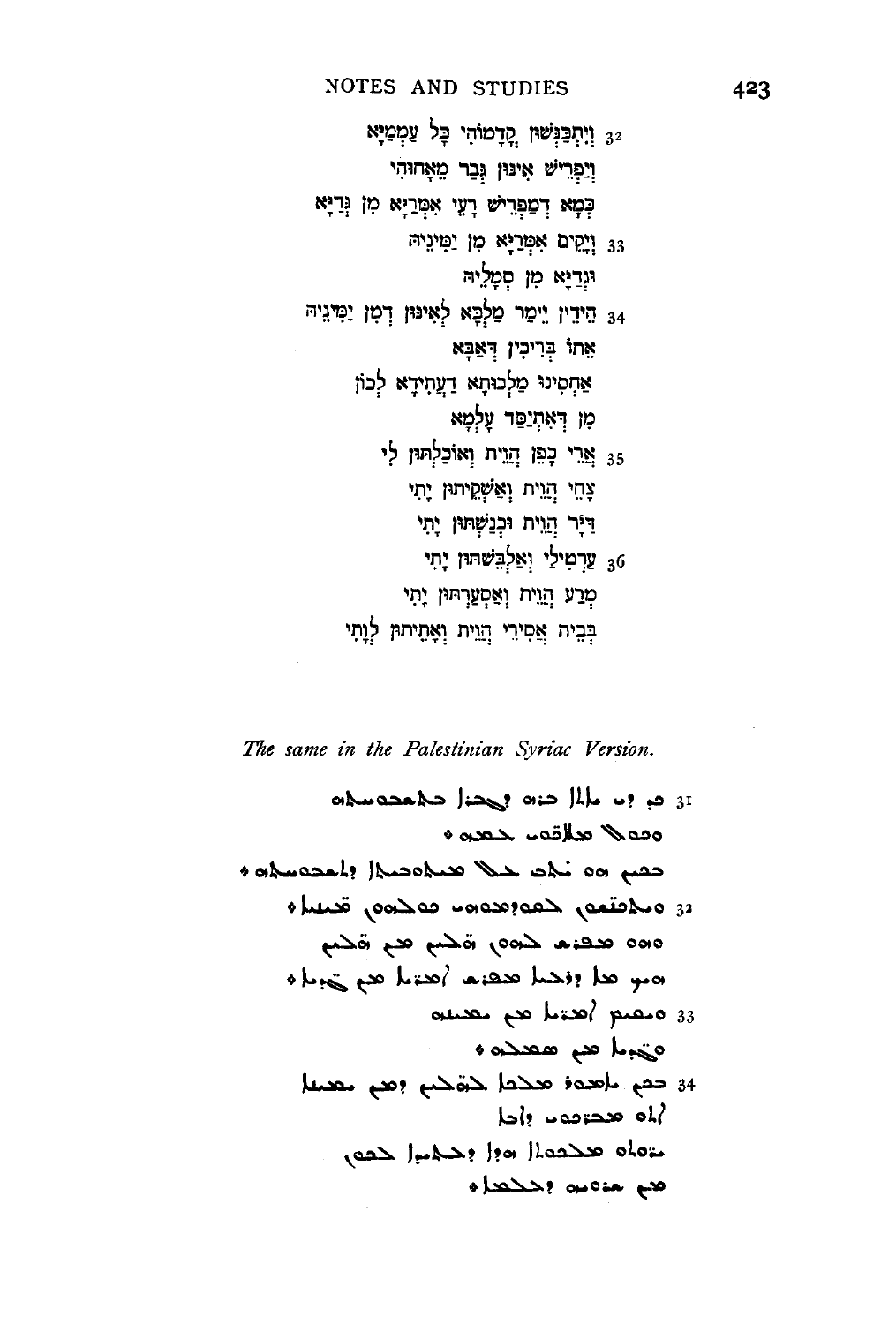32 וְיִתְכַּנְּשׁוּן קֳדָמוֹהִי כָּל עַמְמַיָּא
וְיַפְרֵישׁ אִינּוּן גְּבַר מֵאֲחוּהִי
כְּמָא דְמַפְרֵישׁ רָעֵי אִמְּרַיָּא מִן גַּדְיַיָּא

33 וִיקִים אִמְּרַיָּא מִן יַמִּינֵיהּ
וּגְדַיָּא מִן סְמָלֵיהּ

34 הֵידֵין יֵימַר מַלְכָּא לְאִינּוּן דְּמִן יַמִּינֵיהּ
אֱתוֹ בְּרִיכִין דְּאַבָּא
אַחְסִינוּ מַלְכוּתָא דַעֲתִידָא לְכוֹן
מִן דְּאִתְיַסַּד עָלְמָא

35 אֲרֵי כָפֵן הֲוֵית וְאוֹכַלְתּוּן לִי
צָחֵי הֲוֵית וְאַשְׁקֵיתוּן יָתִי
דַּיָּר הֲוֵית וּכְנַשְׁתּוּן יָתִי

36 עַרְטִילַי וְאַלְבֵּשְׁתּוּן יָתִי
מְרַע הֲוֵית וְאַסְעַרְתּוּן יָתִי
בְּבֵית אֲסִירֵי הֲוֵית וְאָתֵיתוּן לְוָתִי

*The same in the Palestinian Syriac Version.*

31 ܟܕ ܕܝ ܝܬܐܐ ܒܪܗ ܕܒܪܢܫܐ ܒܬܫܒܘܚܬܗ
ܘܟܠ ܡܠܐܟܘܗܝ ܥܡܗ ⁘
ܗܝܕܝܢ ܗܘ ܝܬܒ ܥܠ ܟܘܪܤܝܐ ܕܬܫܒܘܚܬܗ ⁘

32 ܘܡܬܟܢܫܝܢ ܠܩܕܡܘܗܝ ܟܠܗܘܢ ܥܡܡܝܐ ⁘
ܘܗܘ ܡܦܪܫ ܠܗܘܢ ܚܕ ܡܢ ܚܕ
ܗܝܟ ܡܐ ܕܪܥܝܐ ܡܦܪܫ ܐܡܪܝܐ ܡܢ ܓܕܝܐ ⁘

33 ܘܡܩܝܡ ܐܡܪܝܐ ܡܢ ܝܡܝܢܗ
ܘܓܕܝܐ ܡܢ ܤܡܠܗ ⁘

34 ܗܝܕܝܢ ܝܐܡܪ ܡܠܟܐ ܠܗܠܝܢ ܕܡܢ ܝܡܝܢܐ
ܐܬܘ ܡܒܪܟܘܗܝ ܕܐܒܐ
ܝܪܬܘ ܡܠܟܘܬܐ ܗܕܐ ܕܡܛܝܒܐ ܠܟܘܢ
ܡܢ ܫܪܘܝܗ ܕܥܠܡܐ ⁘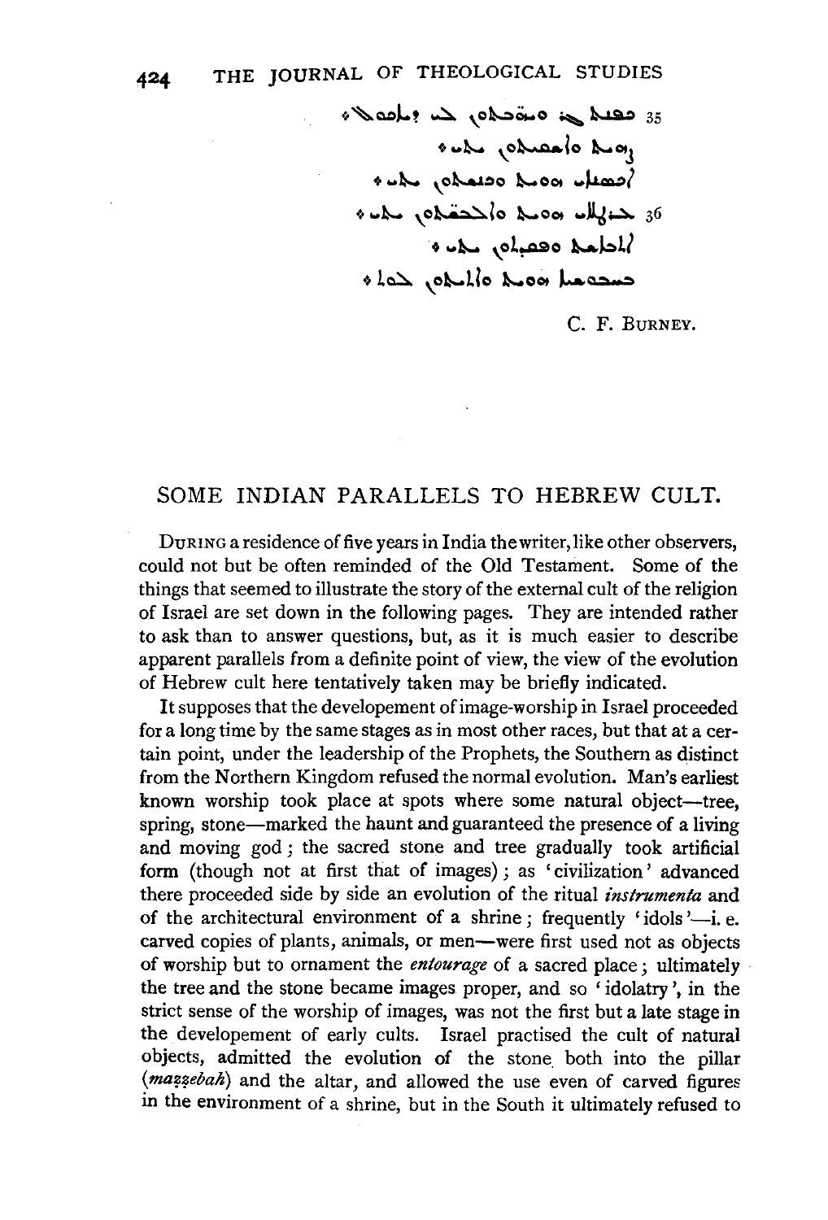35 ܩܥܝܠܐ ܡܢ ܘܡܘܒܠܘܗܝ ܠܗ ܕܢܬܠܘܢ܀
ܪܘܚܗ ܘܐܬܡܠܝܘ ܡܢܗ܀
ܐܣܝܢܐ ܗܘܬ ܘܫܠܡܘ ܡܢܗ܀
36 ܚܝܠܐ ܗܘܬ ܘܐܬܚܝܠܘ ܡܢܗ܀
ܐܠܝܠܬܐ ܘܩܒܠܘ ܡܢܗ܀
ܕܡܘܬܐ ܗܘܬ ܘܐܬܝܠܘ ܠܗ܀

C. F. BURNEY.

## SOME INDIAN PARALLELS TO HEBREW CULT.

DURING a residence of five years in India the writer, like other observers, could not but be often reminded of the Old Testament. Some of the things that seemed to illustrate the story of the external cult of the religion of Israel are set down in the following pages. They are intended rather to ask than to answer questions, but, as it is much easier to describe apparent parallels from a definite point of view, the view of the evolution of Hebrew cult here tentatively taken may be briefly indicated.

It supposes that the developement of image-worship in Israel proceeded for a long time by the same stages as in most other races, but that at a certain point, under the leadership of the Prophets, the Southern as distinct from the Northern Kingdom refused the normal evolution. Man's earliest known worship took place at spots where some natural object—tree, spring, stone—marked the haunt and guaranteed the presence of a living and moving god; the sacred stone and tree gradually took artificial form (though not at first that of images); as 'civilization' advanced there proceeded side by side an evolution of the ritual *instrumenta* and of the architectural environment of a shrine; frequently 'idols'—i. e. carved copies of plants, animals, or men—were first used not as objects of worship but to ornament the *entourage* of a sacred place; ultimately the tree and the stone became images proper, and so 'idolatry', in the strict sense of the worship of images, was not the first but a late stage in the developement of early cults. Israel practised the cult of natural objects, admitted the evolution of the stone both into the pillar (*mazzebah*) and the altar, and allowed the use even of carved figures in the environment of a shrine, but in the South it ultimately refused to